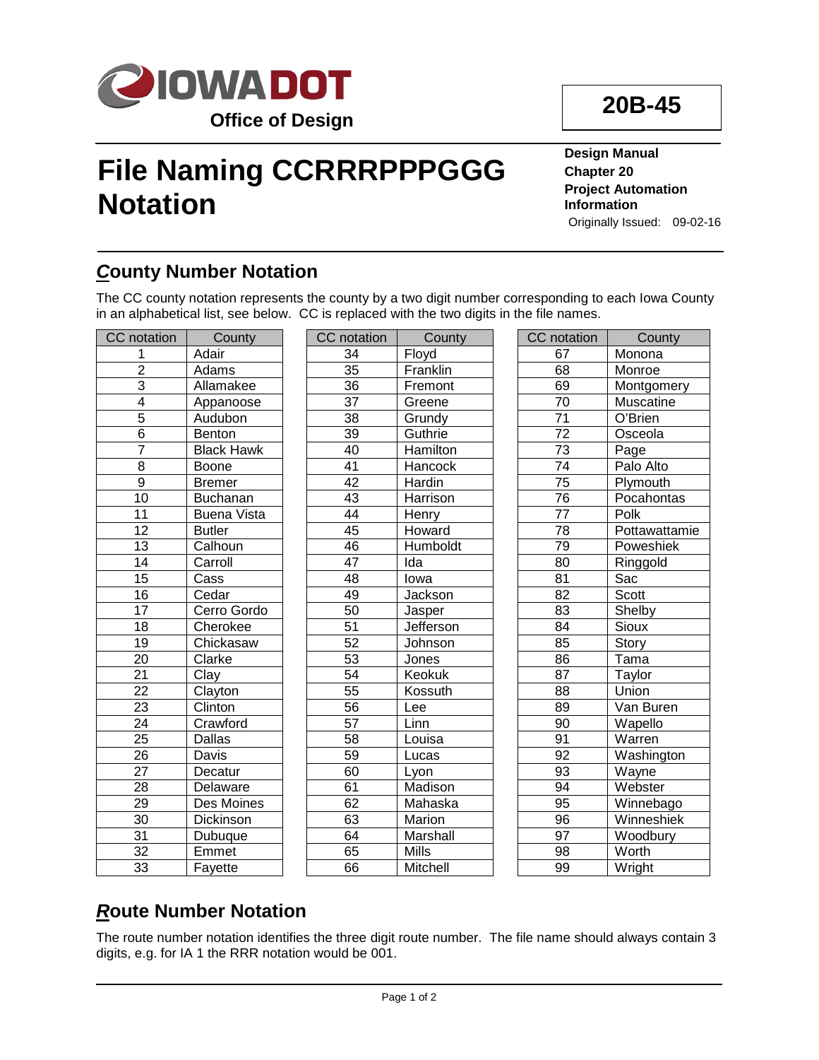**IOWA DOT**

**Office of Design**

**20B-45**

# File Naming CCRRRPPPGGG Notation

**Design Manual**
**Chapter 20**
**Project Automation Information**

Originally Issued: 09-02-16

## *C*ounty Number Notation

The CC county notation represents the county by a two digit number corresponding to each Iowa County in an alphabetical list, see below. CC is replaced with the two digits in the file names.

| CC notation | County | CC notation | County | CC notation | County |
|---|---|---|---|---|---|
| 1 | Adair | 34 | Floyd | 67 | Monona |
| 2 | Adams | 35 | Franklin | 68 | Monroe |
| 3 | Allamakee | 36 | Fremont | 69 | Montgomery |
| 4 | Appanoose | 37 | Greene | 70 | Muscatine |
| 5 | Audubon | 38 | Grundy | 71 | O'Brien |
| 6 | Benton | 39 | Guthrie | 72 | Osceola |
| 7 | Black Hawk | 40 | Hamilton | 73 | Page |
| 8 | Boone | 41 | Hancock | 74 | Palo Alto |
| 9 | Bremer | 42 | Hardin | 75 | Plymouth |
| 10 | Buchanan | 43 | Harrison | 76 | Pocahontas |
| 11 | Buena Vista | 44 | Henry | 77 | Polk |
| 12 | Butler | 45 | Howard | 78 | Pottawattamie |
| 13 | Calhoun | 46 | Humboldt | 79 | Poweshiek |
| 14 | Carroll | 47 | Ida | 80 | Ringgold |
| 15 | Cass | 48 | Iowa | 81 | Sac |
| 16 | Cedar | 49 | Jackson | 82 | Scott |
| 17 | Cerro Gordo | 50 | Jasper | 83 | Shelby |
| 18 | Cherokee | 51 | Jefferson | 84 | Sioux |
| 19 | Chickasaw | 52 | Johnson | 85 | Story |
| 20 | Clarke | 53 | Jones | 86 | Tama |
| 21 | Clay | 54 | Keokuk | 87 | Taylor |
| 22 | Clayton | 55 | Kossuth | 88 | Union |
| 23 | Clinton | 56 | Lee | 89 | Van Buren |
| 24 | Crawford | 57 | Linn | 90 | Wapello |
| 25 | Dallas | 58 | Louisa | 91 | Warren |
| 26 | Davis | 59 | Lucas | 92 | Washington |
| 27 | Decatur | 60 | Lyon | 93 | Wayne |
| 28 | Delaware | 61 | Madison | 94 | Webster |
| 29 | Des Moines | 62 | Mahaska | 95 | Winnebago |
| 30 | Dickinson | 63 | Marion | 96 | Winneshiek |
| 31 | Dubuque | 64 | Marshall | 97 | Woodbury |
| 32 | Emmet | 65 | Mills | 98 | Worth |
| 33 | Fayette | 66 | Mitchell | 99 | Wright |

## *R*oute Number Notation

The route number notation identifies the three digit route number. The file name should always contain 3 digits, e.g. for IA 1 the RRR notation would be 001.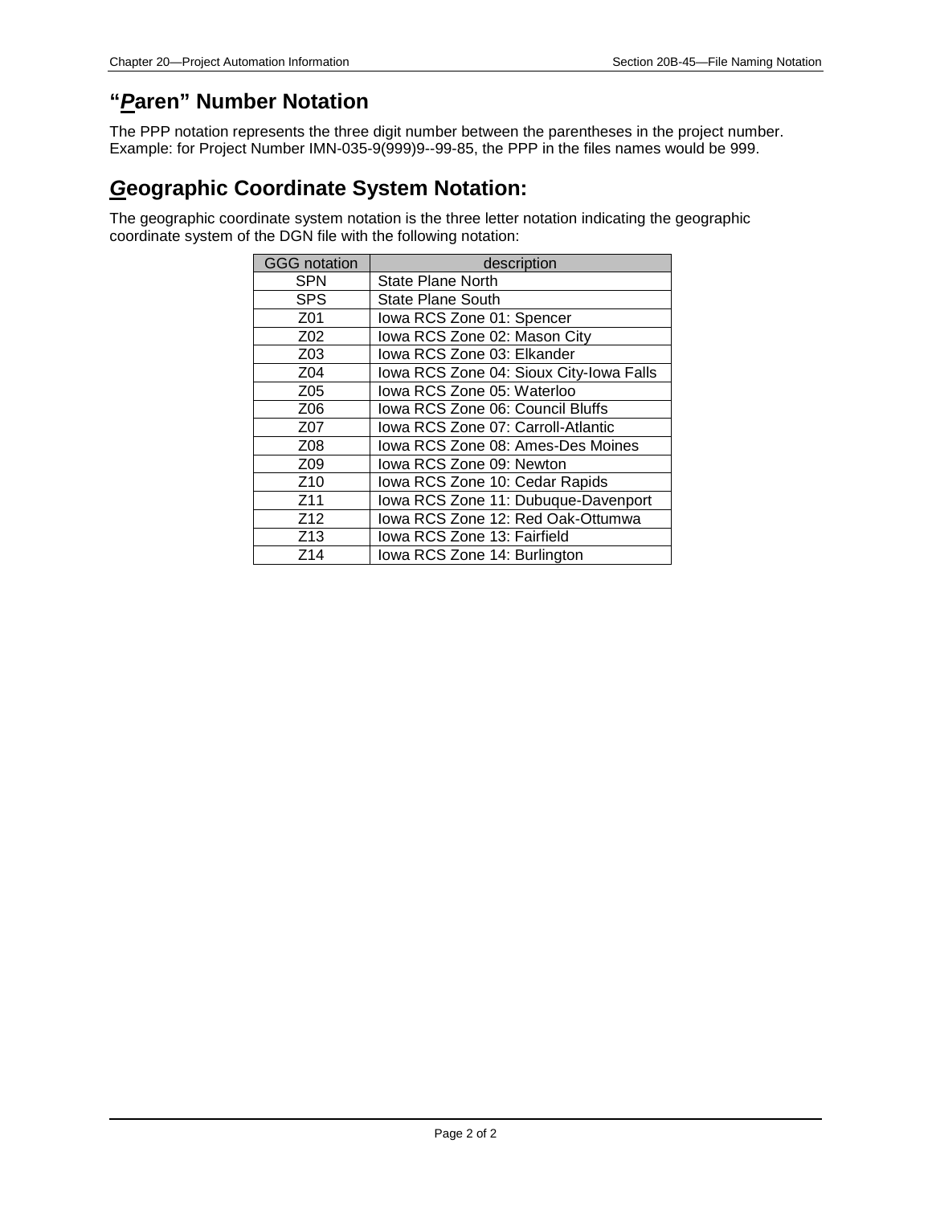## "*P*aren" Number Notation

The PPP notation represents the three digit number between the parentheses in the project number. Example: for Project Number IMN-035-9(999)9--99-85, the PPP in the files names would be 999.

## *G*eographic Coordinate System Notation:

The geographic coordinate system notation is the three letter notation indicating the geographic coordinate system of the DGN file with the following notation:

| GGG notation | description |
|---|---|
| SPN | State Plane North |
| SPS | State Plane South |
| Z01 | Iowa RCS Zone 01: Spencer |
| Z02 | Iowa RCS Zone 02: Mason City |
| Z03 | Iowa RCS Zone 03: Elkander |
| Z04 | Iowa RCS Zone 04: Sioux City-Iowa Falls |
| Z05 | Iowa RCS Zone 05: Waterloo |
| Z06 | Iowa RCS Zone 06: Council Bluffs |
| Z07 | Iowa RCS Zone 07: Carroll-Atlantic |
| Z08 | Iowa RCS Zone 08: Ames-Des Moines |
| Z09 | Iowa RCS Zone 09: Newton |
| Z10 | Iowa RCS Zone 10: Cedar Rapids |
| Z11 | Iowa RCS Zone 11: Dubuque-Davenport |
| Z12 | Iowa RCS Zone 12: Red Oak-Ottumwa |
| Z13 | Iowa RCS Zone 13: Fairfield |
| Z14 | Iowa RCS Zone 14: Burlington |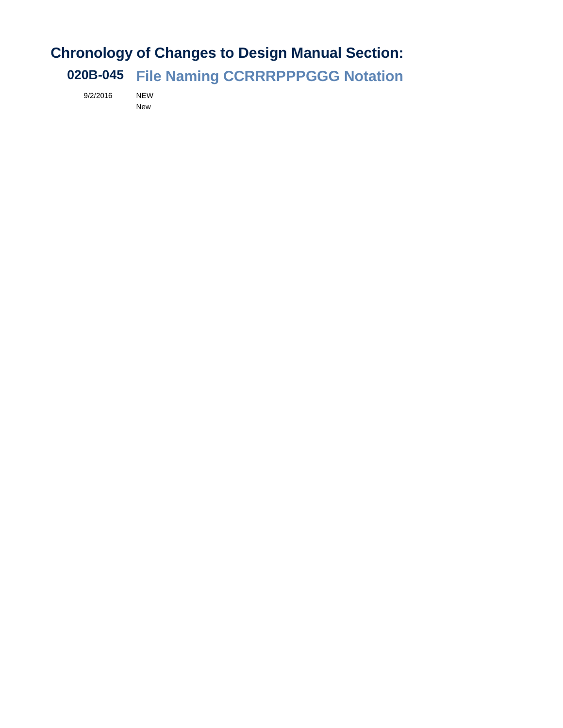# Chronology of Changes to Design Manual Section:

## 020B-045 File Naming CCRRRPPPGGG Notation

| | |
|---|---|
| 9/2/2016 | NEW<br>New |